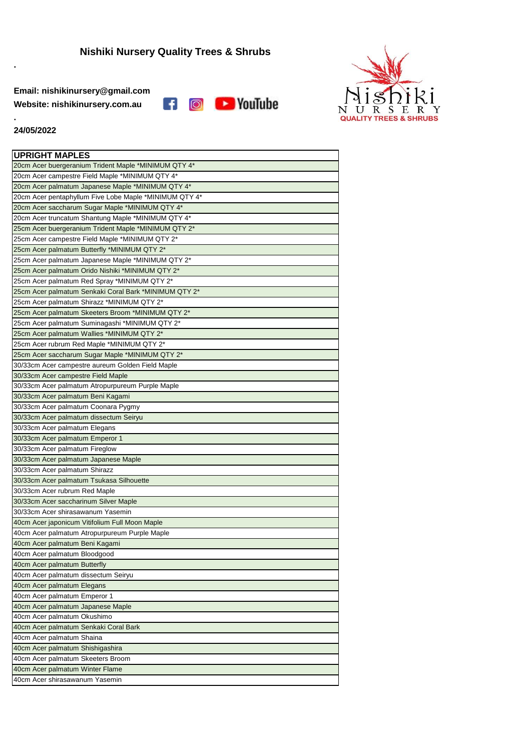# Nishiki Nursery Quality Trees & Shrubs

.

**Email: nishikinursery@gmail.com**

**Website: nishikinursery.com.au**

.

**24/05/2022**

| UPRIGHT MAPLES |
|---|
| 20cm Acer buergeranium Trident Maple *MINIMUM QTY 4* |
| 20cm Acer campestre Field Maple *MINIMUM QTY 4* |
| 20cm Acer palmatum Japanese Maple *MINIMUM QTY 4* |
| 20cm Acer pentaphyllum Five Lobe Maple *MINIMUM QTY 4* |
| 20cm Acer saccharum Sugar Maple *MINIMUM QTY 4* |
| 20cm Acer truncatum Shantung Maple *MINIMUM QTY 4* |
| 25cm Acer buergeranium Trident Maple *MINIMUM QTY 2* |
| 25cm Acer campestre Field Maple *MINIMUM QTY 2* |
| 25cm Acer palmatum Butterfly *MINIMUM QTY 2* |
| 25cm Acer palmatum Japanese Maple *MINIMUM QTY 2* |
| 25cm Acer palmatum Orido Nishiki *MINIMUM QTY 2* |
| 25cm Acer palmatum Red Spray *MINIMUM QTY 2* |
| 25cm Acer palmatum Senkaki Coral Bark *MINIMUM QTY 2* |
| 25cm Acer palmatum Shirazz *MINIMUM QTY 2* |
| 25cm Acer palmatum Skeeters Broom *MINIMUM QTY 2* |
| 25cm Acer palmatum Suminagashi *MINIMUM QTY 2* |
| 25cm Acer palmatum Wallies *MINIMUM QTY 2* |
| 25cm Acer rubrum Red Maple *MINIMUM QTY 2* |
| 25cm Acer saccharum Sugar Maple *MINIMUM QTY 2* |
| 30/33cm Acer campestre aureum Golden Field Maple |
| 30/33cm Acer campestre Field Maple |
| 30/33cm Acer palmatum Atropurpureum Purple Maple |
| 30/33cm Acer palmatum Beni Kagami |
| 30/33cm Acer palmatum Coonara Pygmy |
| 30/33cm Acer palmatum dissectum Seiryu |
| 30/33cm Acer palmatum Elegans |
| 30/33cm Acer palmatum Emperor 1 |
| 30/33cm Acer palmatum Fireglow |
| 30/33cm Acer palmatum Japanese Maple |
| 30/33cm Acer palmatum Shirazz |
| 30/33cm Acer palmatum Tsukasa Silhouette |
| 30/33cm Acer rubrum Red Maple |
| 30/33cm Acer saccharinum Silver Maple |
| 30/33cm Acer shirasawanum Yasemin |
| 40cm Acer japonicum Vitifolium Full Moon Maple |
| 40cm Acer palmatum Atropurpureum Purple Maple |
| 40cm Acer palmatum Beni Kagami |
| 40cm Acer palmatum Bloodgood |
| 40cm Acer palmatum Butterfly |
| 40cm Acer palmatum dissectum Seiryu |
| 40cm Acer palmatum Elegans |
| 40cm Acer palmatum Emperor 1 |
| 40cm Acer palmatum Japanese Maple |
| 40cm Acer palmatum Okushimo |
| 40cm Acer palmatum Senkaki Coral Bark |
| 40cm Acer palmatum Shaina |
| 40cm Acer palmatum Shishigashira |
| 40cm Acer palmatum Skeeters Broom |
| 40cm Acer palmatum Winter Flame |
| 40cm Acer shirasawanum Yasemin |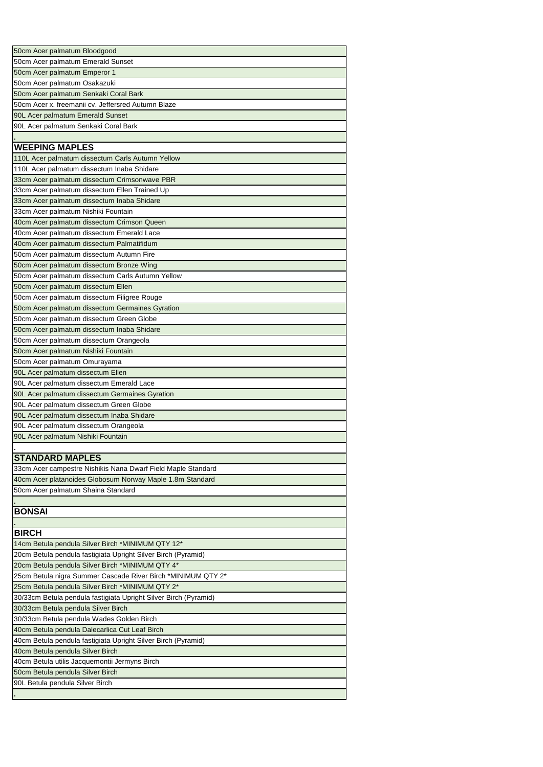| |
|---|
| 50cm Acer palmatum Bloodgood |
| 50cm Acer palmatum Emerald Sunset |
| 50cm Acer palmatum Emperor 1 |
| 50cm Acer palmatum Osakazuki |
| 50cm Acer palmatum Senkaki Coral Bark |
| 50cm Acer x. freemanii cv. Jeffersred Autumn Blaze |
| 90L Acer palmatum Emerald Sunset |
| 90L Acer palmatum Senkaki Coral Bark |
| . |
| **WEEPING MAPLES** |
| 110L Acer palmatum dissectum Carls Autumn Yellow |
| 110L Acer palmatum dissectum Inaba Shidare |
| 33cm Acer palmatum dissectum Crimsonwave PBR |
| 33cm Acer palmatum dissectum Ellen Trained Up |
| 33cm Acer palmatum dissectum Inaba Shidare |
| 33cm Acer palmatum Nishiki Fountain |
| 40cm Acer palmatum dissectum Crimson Queen |
| 40cm Acer palmatum dissectum Emerald Lace |
| 40cm Acer palmatum dissectum Palmatifidum |
| 50cm Acer palmatum dissectum Autumn Fire |
| 50cm Acer palmatum dissectum Bronze Wing |
| 50cm Acer palmatum dissectum Carls Autumn Yellow |
| 50cm Acer palmatum dissectum Ellen |
| 50cm Acer palmatum dissectum Filigree Rouge |
| 50cm Acer palmatum dissectum Germaines Gyration |
| 50cm Acer palmatum dissectum Green Globe |
| 50cm Acer palmatum dissectum Inaba Shidare |
| 50cm Acer palmatum dissectum Orangeola |
| 50cm Acer palmatum Nishiki Fountain |
| 50cm Acer palmatum Omurayama |
| 90L Acer palmatum dissectum Ellen |
| 90L Acer palmatum dissectum Emerald Lace |
| 90L Acer palmatum dissectum Germaines Gyration |
| 90L Acer palmatum dissectum Green Globe |
| 90L Acer palmatum dissectum Inaba Shidare |
| 90L Acer palmatum dissectum Orangeola |
| 90L Acer palmatum Nishiki Fountain |
| . |
| **STANDARD MAPLES** |
| 33cm Acer campestre Nishikis Nana Dwarf Field Maple Standard |
| 40cm Acer platanoides Globosum Norway Maple 1.8m Standard |
| 50cm Acer palmatum Shaina Standard |
| . |
| **BONSAI** |
| . |
| **BIRCH** |
| 14cm Betula pendula Silver Birch *MINIMUM QTY 12* |
| 20cm Betula pendula fastigiata Upright Silver Birch (Pyramid) |
| 20cm Betula pendula Silver Birch *MINIMUM QTY 4* |
| 25cm Betula nigra Summer Cascade River Birch *MINIMUM QTY 2* |
| 25cm Betula pendula Silver Birch *MINIMUM QTY 2* |
| 30/33cm Betula pendula fastigiata Upright Silver Birch (Pyramid) |
| 30/33cm Betula pendula Silver Birch |
| 30/33cm Betula pendula Wades Golden Birch |
| 40cm Betula pendula Dalecarlica Cut Leaf Birch |
| 40cm Betula pendula fastigiata Upright Silver Birch (Pyramid) |
| 40cm Betula pendula Silver Birch |
| 40cm Betula utilis Jacquemontii Jermyns Birch |
| 50cm Betula pendula Silver Birch |
| 90L Betula pendula Silver Birch |
| . |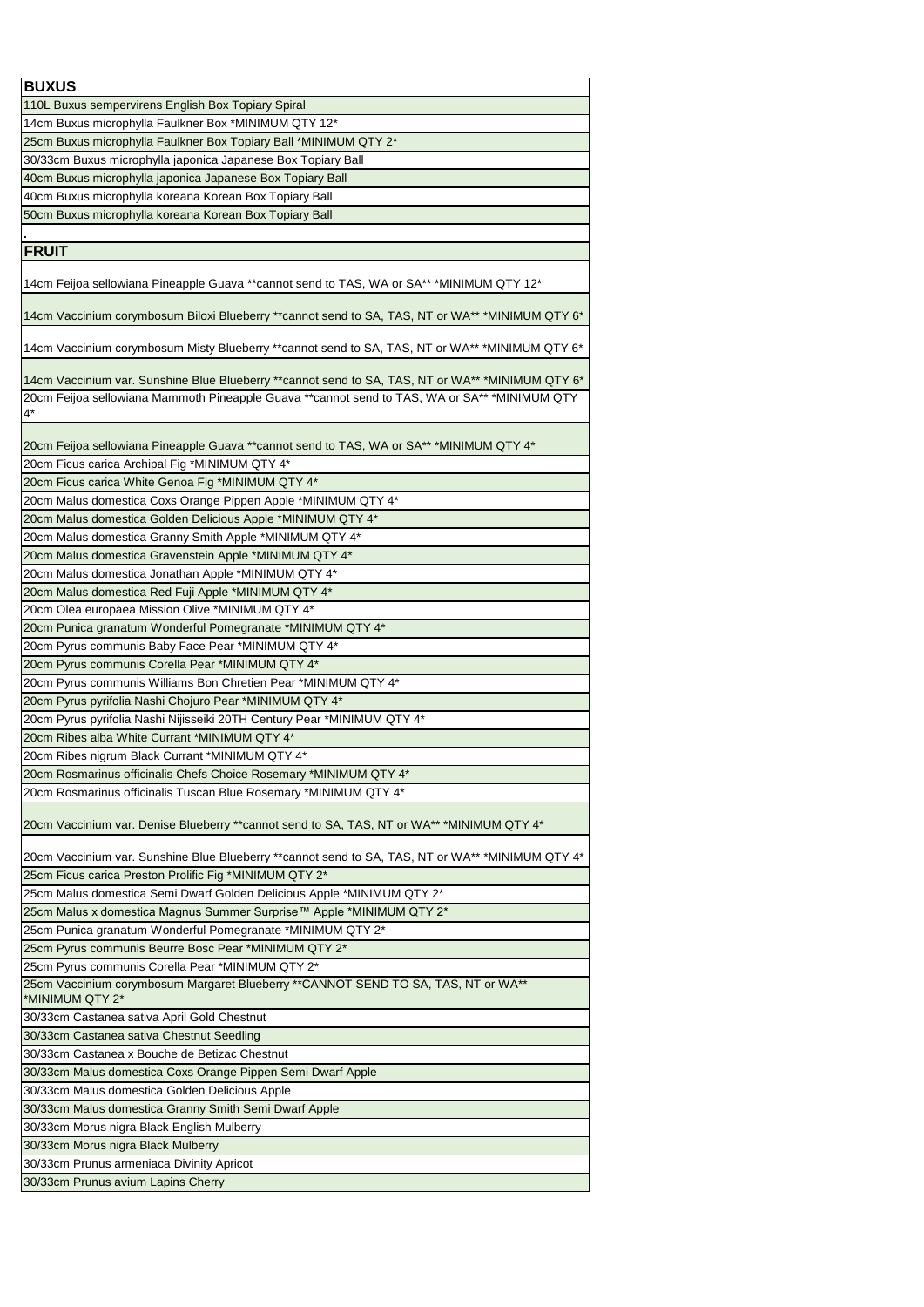| BUXUS |
|---|
| 110L Buxus sempervirens English Box Topiary Spiral |
| 14cm Buxus microphylla Faulkner Box *MINIMUM QTY 12* |
| 25cm Buxus microphylla Faulkner Box Topiary Ball *MINIMUM QTY 2* |
| 30/33cm Buxus microphylla japonica Japanese Box Topiary Ball |
| 40cm Buxus microphylla japonica Japanese Box Topiary Ball |
| 40cm Buxus microphylla koreana Korean Box Topiary Ball |
| 50cm Buxus microphylla koreana Korean Box Topiary Ball |
| . |
| **FRUIT** |
| 14cm Feijoa sellowiana Pineapple Guava **cannot send to TAS, WA or SA** *MINIMUM QTY 12* |
| 14cm Vaccinium corymbosum Biloxi Blueberry **cannot send to SA, TAS, NT or WA** *MINIMUM QTY 6* |
| 14cm Vaccinium corymbosum Misty Blueberry **cannot send to SA, TAS, NT or WA** *MINIMUM QTY 6* |
| 14cm Vaccinium var. Sunshine Blue Blueberry **cannot send to SA, TAS, NT or WA** *MINIMUM QTY 6* |
| 20cm Feijoa sellowiana Mammoth Pineapple Guava **cannot send to TAS, WA or SA** *MINIMUM QTY 4* |
| 20cm Feijoa sellowiana Pineapple Guava **cannot send to TAS, WA or SA** *MINIMUM QTY 4* |
| 20cm Ficus carica Archipal Fig *MINIMUM QTY 4* |
| 20cm Ficus carica White Genoa Fig *MINIMUM QTY 4* |
| 20cm Malus domestica Coxs Orange Pippen Apple *MINIMUM QTY 4* |
| 20cm Malus domestica Golden Delicious Apple *MINIMUM QTY 4* |
| 20cm Malus domestica Granny Smith Apple *MINIMUM QTY 4* |
| 20cm Malus domestica Gravenstein Apple *MINIMUM QTY 4* |
| 20cm Malus domestica Jonathan Apple *MINIMUM QTY 4* |
| 20cm Malus domestica Red Fuji Apple *MINIMUM QTY 4* |
| 20cm Olea europaea Mission Olive *MINIMUM QTY 4* |
| 20cm Punica granatum Wonderful Pomegranate *MINIMUM QTY 4* |
| 20cm Pyrus communis Baby Face Pear *MINIMUM QTY 4* |
| 20cm Pyrus communis Corella Pear *MINIMUM QTY 4* |
| 20cm Pyrus communis Williams Bon Chretien Pear *MINIMUM QTY 4* |
| 20cm Pyrus pyrifolia Nashi Chojuro Pear *MINIMUM QTY 4* |
| 20cm Pyrus pyrifolia Nashi Nijisseiki 20TH Century Pear *MINIMUM QTY 4* |
| 20cm Ribes alba White Currant *MINIMUM QTY 4* |
| 20cm Ribes nigrum Black Currant *MINIMUM QTY 4* |
| 20cm Rosmarinus officinalis Chefs Choice Rosemary *MINIMUM QTY 4* |
| 20cm Rosmarinus officinalis Tuscan Blue Rosemary *MINIMUM QTY 4* |
| 20cm Vaccinium var. Denise Blueberry **cannot send to SA, TAS, NT or WA** *MINIMUM QTY 4* |
| 20cm Vaccinium var. Sunshine Blue Blueberry **cannot send to SA, TAS, NT or WA** *MINIMUM QTY 4* |
| 25cm Ficus carica Preston Prolific Fig *MINIMUM QTY 2* |
| 25cm Malus domestica Semi Dwarf Golden Delicious Apple *MINIMUM QTY 2* |
| 25cm Malus x domestica Magnus Summer Surprise™ Apple *MINIMUM QTY 2* |
| 25cm Punica granatum Wonderful Pomegranate *MINIMUM QTY 2* |
| 25cm Pyrus communis Beurre Bosc Pear *MINIMUM QTY 2* |
| 25cm Pyrus communis Corella Pear *MINIMUM QTY 2* |
| 25cm Vaccinium corymbosum Margaret Blueberry **CANNOT SEND TO SA, TAS, NT or WA** *MINIMUM QTY 2* |
| 30/33cm Castanea sativa April Gold Chestnut |
| 30/33cm Castanea sativa Chestnut Seedling |
| 30/33cm Castanea x Bouche de Betizac Chestnut |
| 30/33cm Malus domestica Coxs Orange Pippen Semi Dwarf Apple |
| 30/33cm Malus domestica Golden Delicious Apple |
| 30/33cm Malus domestica Granny Smith Semi Dwarf Apple |
| 30/33cm Morus nigra Black English Mulberry |
| 30/33cm Morus nigra Black Mulberry |
| 30/33cm Prunus armeniaca Divinity Apricot |
| 30/33cm Prunus avium Lapins Cherry |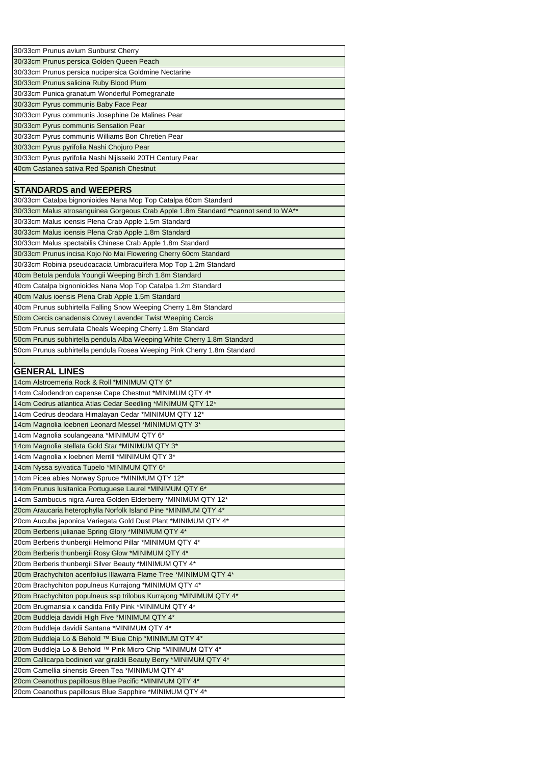| 30/33cm Prunus avium Sunburst Cherry |
|---|
| 30/33cm Prunus persica Golden Queen Peach |
| 30/33cm Prunus persica nucipersica Goldmine Nectarine |
| 30/33cm Prunus salicina Ruby Blood Plum |
| 30/33cm Punica granatum Wonderful Pomegranate |
| 30/33cm Pyrus communis Baby Face Pear |
| 30/33cm Pyrus communis Josephine De Malines Pear |
| 30/33cm Pyrus communis Sensation Pear |
| 30/33cm Pyrus communis Williams Bon Chretien Pear |
| 30/33cm Pyrus pyrifolia Nashi Chojuro Pear |
| 30/33cm Pyrus pyrifolia Nashi Nijisseiki 20TH Century Pear |
| 40cm Castanea sativa Red Spanish Chestnut |
| . |
| **STANDARDS and WEEPERS** |
| 30/33cm Catalpa bignonioides Nana Mop Top Catalpa 60cm Standard |
| 30/33cm Malus atrosanguinea Gorgeous Crab Apple 1.8m Standard **cannot send to WA** |
| 30/33cm Malus ioensis Plena Crab Apple 1.5m Standard |
| 30/33cm Malus ioensis Plena Crab Apple 1.8m Standard |
| 30/33cm Malus spectabilis Chinese Crab Apple 1.8m Standard |
| 30/33cm Prunus incisa Kojo No Mai Flowering Cherry 60cm Standard |
| 30/33cm Robinia pseudoacacia Umbraculifera Mop Top 1.2m Standard |
| 40cm Betula pendula Youngii Weeping Birch 1.8m Standard |
| 40cm Catalpa bignonioides Nana Mop Top Catalpa 1.2m Standard |
| 40cm Malus ioensis Plena Crab Apple 1.5m Standard |
| 40cm Prunus subhirtella Falling Snow Weeping Cherry 1.8m Standard |
| 50cm Cercis canadensis Covey Lavender Twist Weeping Cercis |
| 50cm Prunus serrulata Cheals Weeping Cherry 1.8m Standard |
| 50cm Prunus subhirtella pendula Alba Weeping White Cherry 1.8m Standard |
| 50cm Prunus subhirtella pendula Rosea Weeping Pink Cherry 1.8m Standard |
| . |
| **GENERAL LINES** |
| 14cm Alstroemeria Rock & Roll *MINIMUM QTY 6* |
| 14cm Calodendron capense Cape Chestnut *MINIMUM QTY 4* |
| 14cm Cedrus atlantica Atlas Cedar Seedling *MINIMUM QTY 12* |
| 14cm Cedrus deodara Himalayan Cedar *MINIMUM QTY 12* |
| 14cm Magnolia loebneri Leonard Messel *MINIMUM QTY 3* |
| 14cm Magnolia soulangeana *MINIMUM QTY 6* |
| 14cm Magnolia stellata Gold Star *MINIMUM QTY 3* |
| 14cm Magnolia x loebneri Merrill *MINIMUM QTY 3* |
| 14cm Nyssa sylvatica Tupelo *MINIMUM QTY 6* |
| 14cm Picea abies Norway Spruce *MINIMUM QTY 12* |
| 14cm Prunus lusitanica Portuguese Laurel *MINIMUM QTY 6* |
| 14cm Sambucus nigra Aurea Golden Elderberry *MINIMUM QTY 12* |
| 20cm Araucaria heterophylla Norfolk Island Pine *MINIMUM QTY 4* |
| 20cm Aucuba japonica Variegata Gold Dust Plant *MINIMUM QTY 4* |
| 20cm Berberis julianae Spring Glory *MINIMUM QTY 4* |
| 20cm Berberis thunbergii Helmond Pillar *MINIMUM QTY 4* |
| 20cm Berberis thunbergii Rosy Glow *MINIMUM QTY 4* |
| 20cm Berberis thunbergii Silver Beauty *MINIMUM QTY 4* |
| 20cm Brachychiton acerifolius Illawarra Flame Tree *MINIMUM QTY 4* |
| 20cm Brachychiton populneus Kurrajong *MINIMUM QTY 4* |
| 20cm Brachychiton populneus ssp trilobus Kurrajong *MINIMUM QTY 4* |
| 20cm Brugmansia x candida Frilly Pink *MINIMUM QTY 4* |
| 20cm Buddleja davidii High Five *MINIMUM QTY 4* |
| 20cm Buddleja davidii Santana *MINIMUM QTY 4* |
| 20cm Buddleja Lo & Behold ™ Blue Chip *MINIMUM QTY 4* |
| 20cm Buddleja Lo & Behold ™ Pink Micro Chip *MINIMUM QTY 4* |
| 20cm Callicarpa bodinieri var giraldii Beauty Berry *MINIMUM QTY 4* |
| 20cm Camellia sinensis Green Tea *MINIMUM QTY 4* |
| 20cm Ceanothus papillosus Blue Pacific *MINIMUM QTY 4* |
| 20cm Ceanothus papillosus Blue Sapphire *MINIMUM QTY 4* |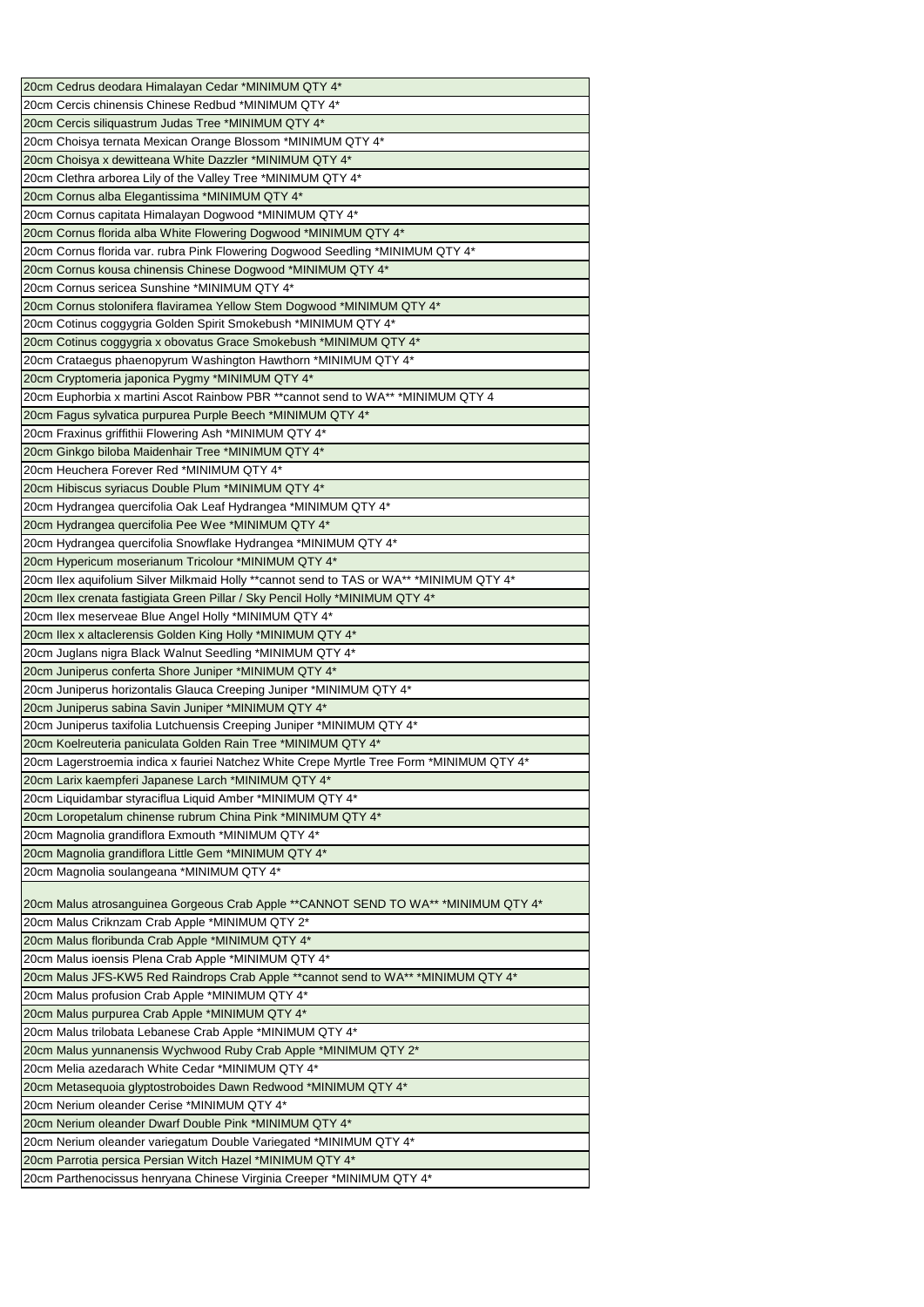| |
|---|
| 20cm Cedrus deodara Himalayan Cedar *MINIMUM QTY 4* |
| 20cm Cercis chinensis Chinese Redbud *MINIMUM QTY 4* |
| 20cm Cercis siliquastrum Judas Tree *MINIMUM QTY 4* |
| 20cm Choisya ternata Mexican Orange Blossom *MINIMUM QTY 4* |
| 20cm Choisya x dewitteana White Dazzler *MINIMUM QTY 4* |
| 20cm Clethra arborea Lily of the Valley Tree *MINIMUM QTY 4* |
| 20cm Cornus alba Elegantissima *MINIMUM QTY 4* |
| 20cm Cornus capitata Himalayan Dogwood *MINIMUM QTY 4* |
| 20cm Cornus florida alba White Flowering Dogwood *MINIMUM QTY 4* |
| 20cm Cornus florida var. rubra Pink Flowering Dogwood Seedling *MINIMUM QTY 4* |
| 20cm Cornus kousa chinensis Chinese Dogwood *MINIMUM QTY 4* |
| 20cm Cornus sericea Sunshine *MINIMUM QTY 4* |
| 20cm Cornus stolonifera flaviramea Yellow Stem Dogwood *MINIMUM QTY 4* |
| 20cm Cotinus coggygria Golden Spirit Smokebush *MINIMUM QTY 4* |
| 20cm Cotinus coggygria x obovatus Grace Smokebush *MINIMUM QTY 4* |
| 20cm Crataegus phaenopyrum Washington Hawthorn *MINIMUM QTY 4* |
| 20cm Cryptomeria japonica Pygmy *MINIMUM QTY 4* |
| 20cm Euphorbia x martini Ascot Rainbow PBR **cannot send to WA** *MINIMUM QTY 4 |
| 20cm Fagus sylvatica purpurea Purple Beech *MINIMUM QTY 4* |
| 20cm Fraxinus griffithii Flowering Ash *MINIMUM QTY 4* |
| 20cm Ginkgo biloba Maidenhair Tree *MINIMUM QTY 4* |
| 20cm Heuchera Forever Red *MINIMUM QTY 4* |
| 20cm Hibiscus syriacus Double Plum *MINIMUM QTY 4* |
| 20cm Hydrangea quercifolia Oak Leaf Hydrangea *MINIMUM QTY 4* |
| 20cm Hydrangea quercifolia Pee Wee *MINIMUM QTY 4* |
| 20cm Hydrangea quercifolia Snowflake Hydrangea *MINIMUM QTY 4* |
| 20cm Hypericum moserianum Tricolour *MINIMUM QTY 4* |
| 20cm Ilex aquifolium Silver Milkmaid Holly **cannot send to TAS or WA** *MINIMUM QTY 4* |
| 20cm Ilex crenata fastigiata Green Pillar / Sky Pencil Holly *MINIMUM QTY 4* |
| 20cm Ilex meserveae Blue Angel Holly *MINIMUM QTY 4* |
| 20cm Ilex x altaclerensis Golden King Holly *MINIMUM QTY 4* |
| 20cm Juglans nigra Black Walnut Seedling *MINIMUM QTY 4* |
| 20cm Juniperus conferta Shore Juniper *MINIMUM QTY 4* |
| 20cm Juniperus horizontalis Glauca Creeping Juniper *MINIMUM QTY 4* |
| 20cm Juniperus sabina Savin Juniper *MINIMUM QTY 4* |
| 20cm Juniperus taxifolia Lutchuensis Creeping Juniper *MINIMUM QTY 4* |
| 20cm Koelreuteria paniculata Golden Rain Tree *MINIMUM QTY 4* |
| 20cm Lagerstroemia indica x fauriei Natchez White Crepe Myrtle Tree Form *MINIMUM QTY 4* |
| 20cm Larix kaempferi Japanese Larch *MINIMUM QTY 4* |
| 20cm Liquidambar styraciflua Liquid Amber *MINIMUM QTY 4* |
| 20cm Loropetalum chinense rubrum China Pink *MINIMUM QTY 4* |
| 20cm Magnolia grandiflora Exmouth *MINIMUM QTY 4* |
| 20cm Magnolia grandiflora Little Gem *MINIMUM QTY 4* |
| 20cm Magnolia soulangeana *MINIMUM QTY 4* |
| 20cm Malus atrosanguinea Gorgeous Crab Apple **CANNOT SEND TO WA** *MINIMUM QTY 4* |
| 20cm Malus Criknzam Crab Apple *MINIMUM QTY 2* |
| 20cm Malus floribunda Crab Apple *MINIMUM QTY 4* |
| 20cm Malus ioensis Plena Crab Apple *MINIMUM QTY 4* |
| 20cm Malus JFS-KW5 Red Raindrops Crab Apple **cannot send to WA** *MINIMUM QTY 4* |
| 20cm Malus profusion Crab Apple *MINIMUM QTY 4* |
| 20cm Malus purpurea Crab Apple *MINIMUM QTY 4* |
| 20cm Malus trilobata Lebanese Crab Apple *MINIMUM QTY 4* |
| 20cm Malus yunnanensis Wychwood Ruby Crab Apple *MINIMUM QTY 2* |
| 20cm Melia azedarach White Cedar *MINIMUM QTY 4* |
| 20cm Metasequoia glyptostroboides Dawn Redwood *MINIMUM QTY 4* |
| 20cm Nerium oleander Cerise *MINIMUM QTY 4* |
| 20cm Nerium oleander Dwarf Double Pink *MINIMUM QTY 4* |
| 20cm Nerium oleander variegatum Double Variegated *MINIMUM QTY 4* |
| 20cm Parrotia persica Persian Witch Hazel *MINIMUM QTY 4* |
| 20cm Parthenocissus henryana Chinese Virginia Creeper *MINIMUM QTY 4* |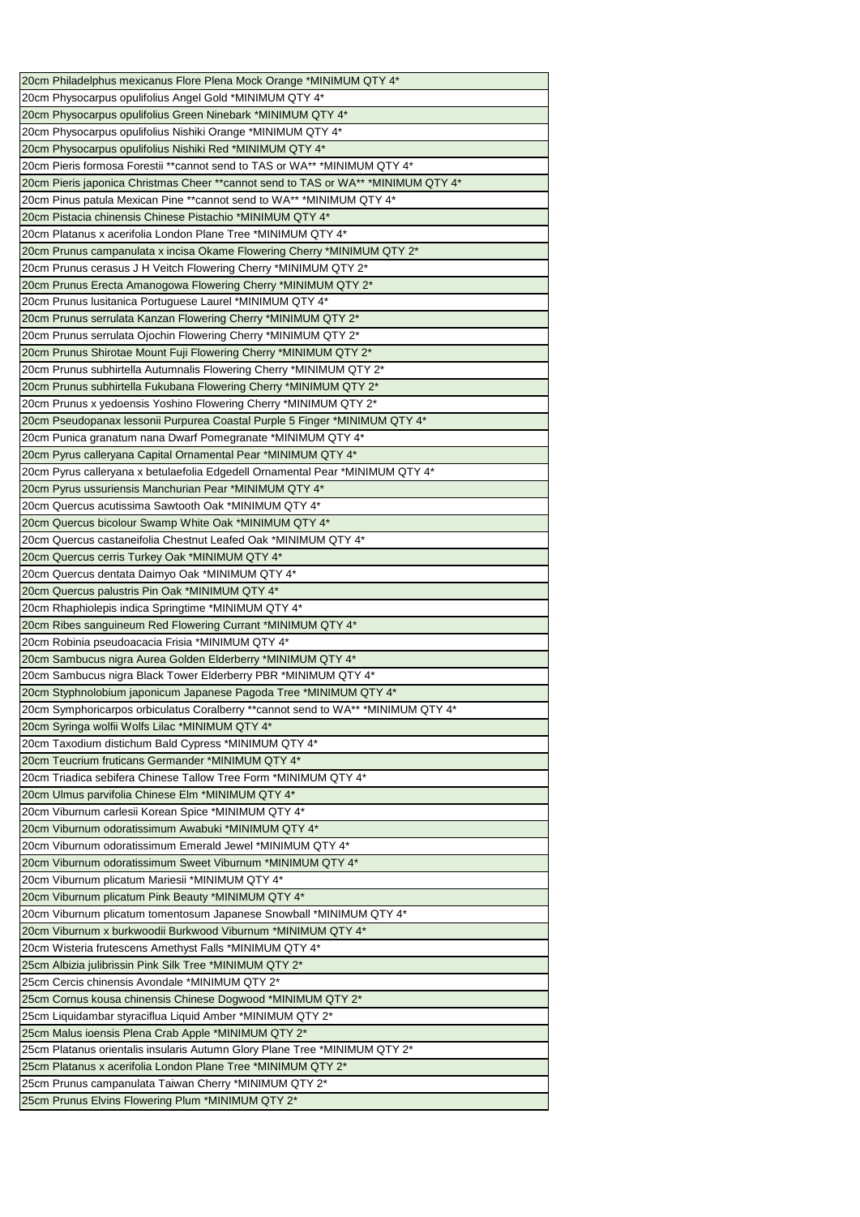| 20cm Philadelphus mexicanus Flore Plena Mock Orange *MINIMUM QTY 4* |
|---|
| 20cm Physocarpus opulifolius Angel Gold *MINIMUM QTY 4* |
| 20cm Physocarpus opulifolius Green Ninebark *MINIMUM QTY 4* |
| 20cm Physocarpus opulifolius Nishiki Orange *MINIMUM QTY 4* |
| 20cm Physocarpus opulifolius Nishiki Red *MINIMUM QTY 4* |
| 20cm Pieris formosa Forestii **cannot send to TAS or WA** *MINIMUM QTY 4* |
| 20cm Pieris japonica Christmas Cheer **cannot send to TAS or WA** *MINIMUM QTY 4* |
| 20cm Pinus patula Mexican Pine **cannot send to WA** *MINIMUM QTY 4* |
| 20cm Pistacia chinensis Chinese Pistachio *MINIMUM QTY 4* |
| 20cm Platanus x acerifolia London Plane Tree *MINIMUM QTY 4* |
| 20cm Prunus campanulata x incisa Okame Flowering Cherry *MINIMUM QTY 2* |
| 20cm Prunus cerasus J H Veitch Flowering Cherry *MINIMUM QTY 2* |
| 20cm Prunus Erecta Amanogowa Flowering Cherry *MINIMUM QTY 2* |
| 20cm Prunus lusitanica Portuguese Laurel *MINIMUM QTY 4* |
| 20cm Prunus serrulata Kanzan Flowering Cherry *MINIMUM QTY 2* |
| 20cm Prunus serrulata Ojochin Flowering Cherry *MINIMUM QTY 2* |
| 20cm Prunus Shirotae Mount Fuji Flowering Cherry *MINIMUM QTY 2* |
| 20cm Prunus subhirtella Autumnalis Flowering Cherry *MINIMUM QTY 2* |
| 20cm Prunus subhirtella Fukubana Flowering Cherry *MINIMUM QTY 2* |
| 20cm Prunus x yedoensis Yoshino Flowering Cherry *MINIMUM QTY 2* |
| 20cm Pseudopanax lessonii Purpurea Coastal Purple 5 Finger *MINIMUM QTY 4* |
| 20cm Punica granatum nana Dwarf Pomegranate *MINIMUM QTY 4* |
| 20cm Pyrus calleryana Capital Ornamental Pear *MINIMUM QTY 4* |
| 20cm Pyrus calleryana x betulaefolia Edgedell Ornamental Pear *MINIMUM QTY 4* |
| 20cm Pyrus ussuriensis Manchurian Pear *MINIMUM QTY 4* |
| 20cm Quercus acutissima Sawtooth Oak *MINIMUM QTY 4* |
| 20cm Quercus bicolour Swamp White Oak *MINIMUM QTY 4* |
| 20cm Quercus castaneifolia Chestnut Leafed Oak *MINIMUM QTY 4* |
| 20cm Quercus cerris Turkey Oak *MINIMUM QTY 4* |
| 20cm Quercus dentata Daimyo Oak *MINIMUM QTY 4* |
| 20cm Quercus palustris Pin Oak *MINIMUM QTY 4* |
| 20cm Rhaphiolepis indica Springtime *MINIMUM QTY 4* |
| 20cm Ribes sanguineum Red Flowering Currant *MINIMUM QTY 4* |
| 20cm Robinia pseudoacacia Frisia *MINIMUM QTY 4* |
| 20cm Sambucus nigra Aurea Golden Elderberry *MINIMUM QTY 4* |
| 20cm Sambucus nigra Black Tower Elderberry PBR *MINIMUM QTY 4* |
| 20cm Styphnolobium japonicum Japanese Pagoda Tree *MINIMUM QTY 4* |
| 20cm Symphoricarpos orbiculatus Coralberry **cannot send to WA** *MINIMUM QTY 4* |
| 20cm Syringa wolfii Wolfs Lilac *MINIMUM QTY 4* |
| 20cm Taxodium distichum Bald Cypress *MINIMUM QTY 4* |
| 20cm Teucrium fruticans Germander *MINIMUM QTY 4* |
| 20cm Triadica sebifera Chinese Tallow Tree Form *MINIMUM QTY 4* |
| 20cm Ulmus parvifolia Chinese Elm *MINIMUM QTY 4* |
| 20cm Viburnum carlesii Korean Spice *MINIMUM QTY 4* |
| 20cm Viburnum odoratissimum Awabuki *MINIMUM QTY 4* |
| 20cm Viburnum odoratissimum Emerald Jewel *MINIMUM QTY 4* |
| 20cm Viburnum odoratissimum Sweet Viburnum *MINIMUM QTY 4* |
| 20cm Viburnum plicatum Mariesii *MINIMUM QTY 4* |
| 20cm Viburnum plicatum Pink Beauty *MINIMUM QTY 4* |
| 20cm Viburnum plicatum tomentosum Japanese Snowball *MINIMUM QTY 4* |
| 20cm Viburnum x burkwoodii Burkwood Viburnum *MINIMUM QTY 4* |
| 20cm Wisteria frutescens Amethyst Falls *MINIMUM QTY 4* |
| 25cm Albizia julibrissin Pink Silk Tree *MINIMUM QTY 2* |
| 25cm Cercis chinensis Avondale *MINIMUM QTY 2* |
| 25cm Cornus kousa chinensis Chinese Dogwood *MINIMUM QTY 2* |
| 25cm Liquidambar styraciflua Liquid Amber *MINIMUM QTY 2* |
| 25cm Malus ioensis Plena Crab Apple *MINIMUM QTY 2* |
| 25cm Platanus orientalis insularis Autumn Glory Plane Tree *MINIMUM QTY 2* |
| 25cm Platanus x acerifolia London Plane Tree *MINIMUM QTY 2* |
| 25cm Prunus campanulata Taiwan Cherry *MINIMUM QTY 2* |
| 25cm Prunus Elvins Flowering Plum *MINIMUM QTY 2* |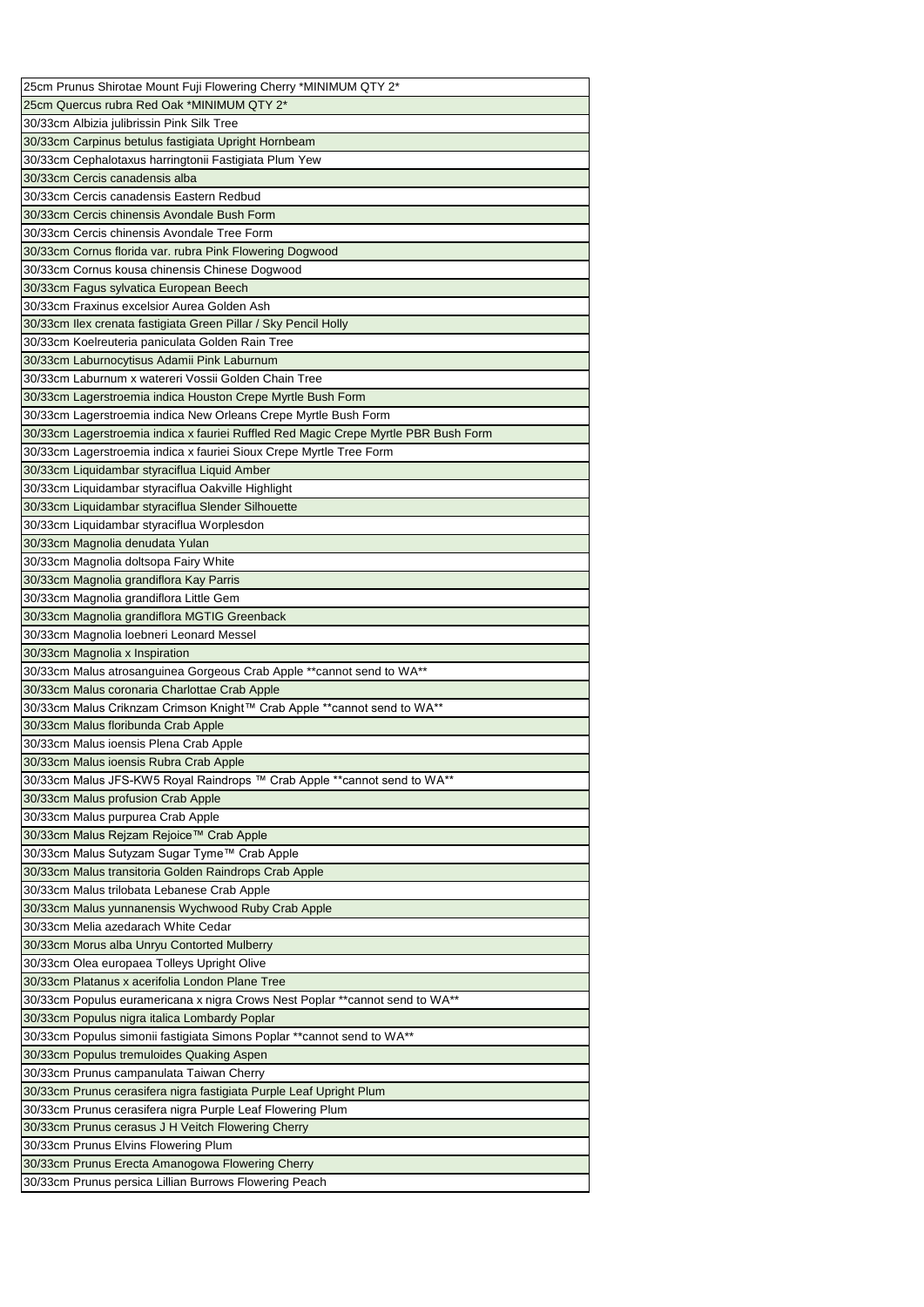| 25cm Prunus Shirotae Mount Fuji Flowering Cherry *MINIMUM QTY 2* |
|---|
| 25cm Quercus rubra Red Oak *MINIMUM QTY 2* |
| 30/33cm Albizia julibrissin Pink Silk Tree |
| 30/33cm Carpinus betulus fastigiata Upright Hornbeam |
| 30/33cm Cephalotaxus harringtonii Fastigiata Plum Yew |
| 30/33cm Cercis canadensis alba |
| 30/33cm Cercis canadensis Eastern Redbud |
| 30/33cm Cercis chinensis Avondale Bush Form |
| 30/33cm Cercis chinensis Avondale Tree Form |
| 30/33cm Cornus florida var. rubra Pink Flowering Dogwood |
| 30/33cm Cornus kousa chinensis Chinese Dogwood |
| 30/33cm Fagus sylvatica European Beech |
| 30/33cm Fraxinus excelsior Aurea Golden Ash |
| 30/33cm Ilex crenata fastigiata Green Pillar / Sky Pencil Holly |
| 30/33cm Koelreuteria paniculata Golden Rain Tree |
| 30/33cm Laburnocytisus Adamii Pink Laburnum |
| 30/33cm Laburnum x watereri Vossii Golden Chain Tree |
| 30/33cm Lagerstroemia indica Houston Crepe Myrtle Bush Form |
| 30/33cm Lagerstroemia indica New Orleans Crepe Myrtle Bush Form |
| 30/33cm Lagerstroemia indica x fauriei Ruffled Red Magic Crepe Myrtle PBR Bush Form |
| 30/33cm Lagerstroemia indica x fauriei Sioux Crepe Myrtle Tree Form |
| 30/33cm Liquidambar styraciflua Liquid Amber |
| 30/33cm Liquidambar styraciflua Oakville Highlight |
| 30/33cm Liquidambar styraciflua Slender Silhouette |
| 30/33cm Liquidambar styraciflua Worplesdon |
| 30/33cm Magnolia denudata Yulan |
| 30/33cm Magnolia doltsopa Fairy White |
| 30/33cm Magnolia grandiflora Kay Parris |
| 30/33cm Magnolia grandiflora Little Gem |
| 30/33cm Magnolia grandiflora MGTIG Greenback |
| 30/33cm Magnolia loebneri Leonard Messel |
| 30/33cm Magnolia x Inspiration |
| 30/33cm Malus atrosanguinea Gorgeous Crab Apple **cannot send to WA** |
| 30/33cm Malus coronaria Charlottae Crab Apple |
| 30/33cm Malus Criknzam Crimson Knight™ Crab Apple **cannot send to WA** |
| 30/33cm Malus floribunda Crab Apple |
| 30/33cm Malus ioensis Plena Crab Apple |
| 30/33cm Malus ioensis Rubra Crab Apple |
| 30/33cm Malus JFS-KW5 Royal Raindrops ™ Crab Apple **cannot send to WA** |
| 30/33cm Malus profusion Crab Apple |
| 30/33cm Malus purpurea Crab Apple |
| 30/33cm Malus Rejzam Rejoice™ Crab Apple |
| 30/33cm Malus Sutyzam Sugar Tyme™ Crab Apple |
| 30/33cm Malus transitoria Golden Raindrops Crab Apple |
| 30/33cm Malus trilobata Lebanese Crab Apple |
| 30/33cm Malus yunnanensis Wychwood Ruby Crab Apple |
| 30/33cm Melia azedarach White Cedar |
| 30/33cm Morus alba Unryu Contorted Mulberry |
| 30/33cm Olea europaea Tolleys Upright Olive |
| 30/33cm Platanus x acerifolia London Plane Tree |
| 30/33cm Populus euramericana x nigra Crows Nest Poplar **cannot send to WA** |
| 30/33cm Populus nigra italica Lombardy Poplar |
| 30/33cm Populus simonii fastigiata Simons Poplar **cannot send to WA** |
| 30/33cm Populus tremuloides Quaking Aspen |
| 30/33cm Prunus campanulata Taiwan Cherry |
| 30/33cm Prunus cerasifera nigra fastigiata Purple Leaf Upright Plum |
| 30/33cm Prunus cerasifera nigra Purple Leaf Flowering Plum |
| 30/33cm Prunus cerasus J H Veitch Flowering Cherry |
| 30/33cm Prunus Elvins Flowering Plum |
| 30/33cm Prunus Erecta Amanogowa Flowering Cherry |
| 30/33cm Prunus persica Lillian Burrows Flowering Peach |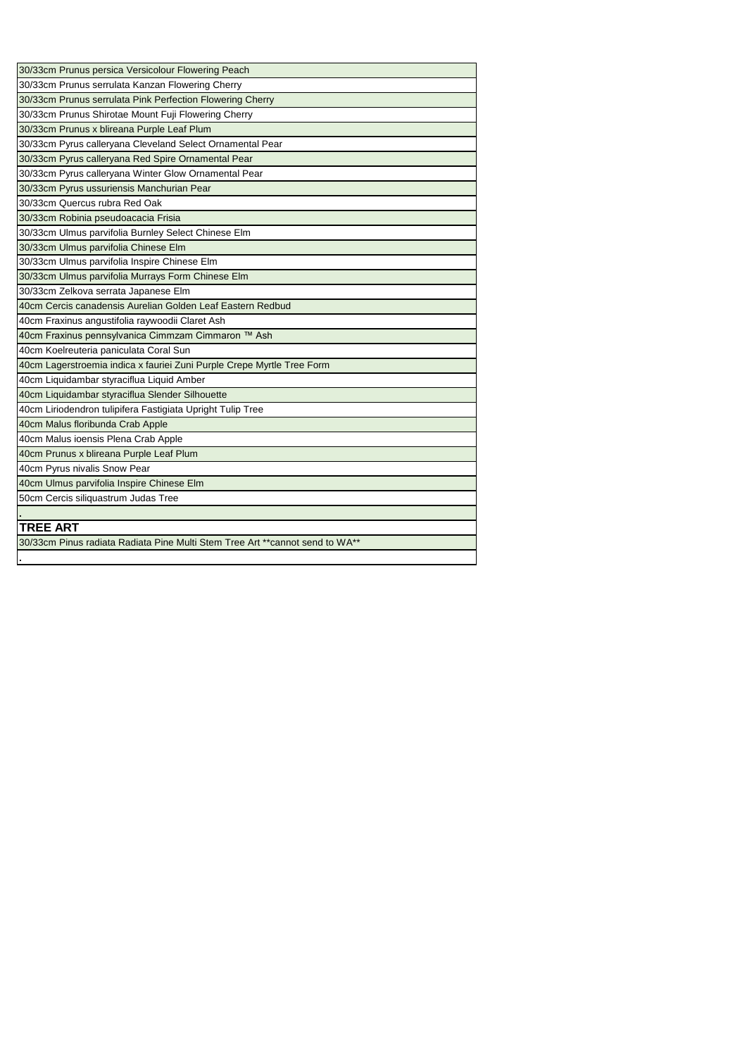| |
|---|
| 30/33cm Prunus persica Versicolour Flowering Peach |
| 30/33cm Prunus serrulata Kanzan Flowering Cherry |
| 30/33cm Prunus serrulata Pink Perfection Flowering Cherry |
| 30/33cm Prunus Shirotae Mount Fuji Flowering Cherry |
| 30/33cm Prunus x blireana Purple Leaf Plum |
| 30/33cm Pyrus calleryana Cleveland Select Ornamental Pear |
| 30/33cm Pyrus calleryana Red Spire Ornamental Pear |
| 30/33cm Pyrus calleryana Winter Glow Ornamental Pear |
| 30/33cm Pyrus ussuriensis Manchurian Pear |
| 30/33cm Quercus rubra Red Oak |
| 30/33cm Robinia pseudoacacia Frisia |
| 30/33cm Ulmus parvifolia Burnley Select Chinese Elm |
| 30/33cm Ulmus parvifolia Chinese Elm |
| 30/33cm Ulmus parvifolia Inspire Chinese Elm |
| 30/33cm Ulmus parvifolia Murrays Form Chinese Elm |
| 30/33cm Zelkova serrata Japanese Elm |
| 40cm Cercis canadensis Aurelian Golden Leaf Eastern Redbud |
| 40cm Fraxinus angustifolia raywoodii Claret Ash |
| 40cm Fraxinus pennsylvanica Cimmzam Cimmaron ™ Ash |
| 40cm Koelreuteria paniculata Coral Sun |
| 40cm Lagerstroemia indica x fauriei Zuni Purple Crepe Myrtle Tree Form |
| 40cm Liquidambar styraciflua Liquid Amber |
| 40cm Liquidambar styraciflua Slender Silhouette |
| 40cm Liriodendron tulipifera Fastigiata Upright Tulip Tree |
| 40cm Malus floribunda Crab Apple |
| 40cm Malus ioensis Plena Crab Apple |
| 40cm Prunus x blireana Purple Leaf Plum |
| 40cm Pyrus nivalis Snow Pear |
| 40cm Ulmus parvifolia Inspire Chinese Elm |
| 50cm Cercis siliquastrum Judas Tree |
| . |
| **TREE ART** |
| 30/33cm Pinus radiata Radiata Pine Multi Stem Tree Art **cannot send to WA** |
| . |